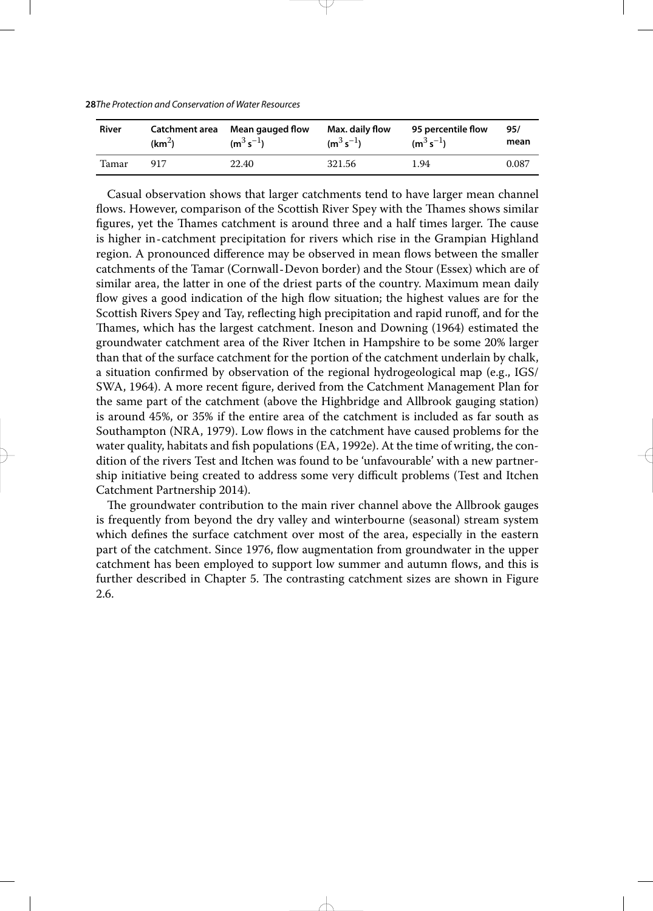| River | Catchment area (km$^2$) | Mean gauged flow (m$^3$ s$^{-1}$) | Max. daily flow (m$^3$ s$^{-1}$) | 95 percentile flow (m$^3$ s$^{-1}$) | 95/ mean |
|---|---|---|---|---|---|
| Tamar | 917 | 22.40 | 321.56 | 1.94 | 0.087 |

Casual observation shows that larger catchments tend to have larger mean channel flows. However, comparison of the Scottish River Spey with the Thames shows similar figures, yet the Thames catchment is around three and a half times larger. The cause is higher in-catchment precipitation for rivers which rise in the Grampian Highland region. A pronounced difference may be observed in mean flows between the smaller catchments of the Tamar (Cornwall-Devon border) and the Stour (Essex) which are of similar area, the latter in one of the driest parts of the country. Maximum mean daily flow gives a good indication of the high flow situation; the highest values are for the Scottish Rivers Spey and Tay, reflecting high precipitation and rapid runoff, and for the Thames, which has the largest catchment. Ineson and Downing (1964) estimated the groundwater catchment area of the River Itchen in Hampshire to be some 20% larger than that of the surface catchment for the portion of the catchment underlain by chalk, a situation confirmed by observation of the regional hydrogeological map (e.g., IGS/SWA, 1964). A more recent figure, derived from the Catchment Management Plan for the same part of the catchment (above the Highbridge and Allbrook gauging station) is around 45%, or 35% if the entire area of the catchment is included as far south as Southampton (NRA, 1979). Low flows in the catchment have caused problems for the water quality, habitats and fish populations (EA, 1992e). At the time of writing, the condition of the rivers Test and Itchen was found to be 'unfavourable' with a new partnership initiative being created to address some very difficult problems (Test and Itchen Catchment Partnership 2014).

The groundwater contribution to the main river channel above the Allbrook gauges is frequently from beyond the dry valley and winterbourne (seasonal) stream system which defines the surface catchment over most of the area, especially in the eastern part of the catchment. Since 1976, flow augmentation from groundwater in the upper catchment has been employed to support low summer and autumn flows, and this is further described in Chapter 5. The contrasting catchment sizes are shown in Figure 2.6.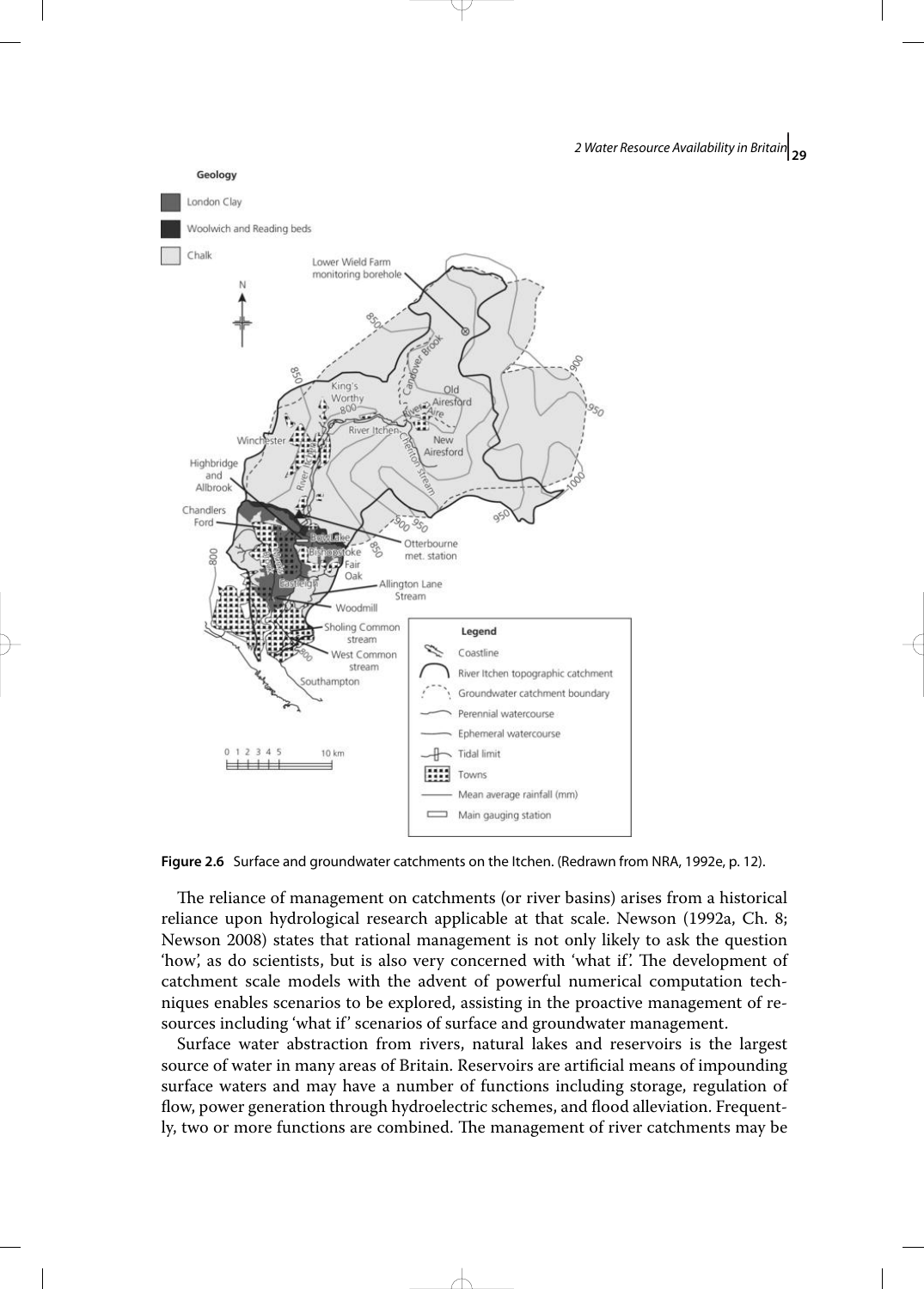Geology

London Clay

Woolwich and Reading beds

Chalk

Lower Wield Farm monitoring borehole

N

850

850

900

950

1000

950

900 950

850

800

800

800

King's Worthy

Old Airesford

River Aire

River Itchen

New Airesford

Candover Brook

Cheriton Stream

Winchester

River Itchen

Highbridge and Allbrook

Chandlers Ford

Bow Lake

Bishopstoke

Fair Oak

Eastleigh

Otterbourne met. station

Allington Lane Stream

Woodmill

Sholing Common stream

West Common stream

Southampton

0 1 2 3 4 5 10 km

Legend

Coastline

River Itchen topographic catchment

Groundwater catchment boundary

Perennial watercourse

Ephemeral watercourse

Tidal limit

Towns

Mean average rainfall (mm)

Main gauging station

**Figure 2.6** Surface and groundwater catchments on the Itchen. (Redrawn from NRA, 1992e, p. 12).

The reliance of management on catchments (or river basins) arises from a historical reliance upon hydrological research applicable at that scale. Newson (1992a, Ch. 8; Newson 2008) states that rational management is not only likely to ask the question 'how', as do scientists, but is also very concerned with 'what if'. The development of catchment scale models with the advent of powerful numerical computation techniques enables scenarios to be explored, assisting in the proactive management of resources including 'what if' scenarios of surface and groundwater management.

Surface water abstraction from rivers, natural lakes and reservoirs is the largest source of water in many areas of Britain. Reservoirs are artificial means of impounding surface waters and may have a number of functions including storage, regulation of flow, power generation through hydroelectric schemes, and flood alleviation. Frequently, two or more functions are combined. The management of river catchments may be